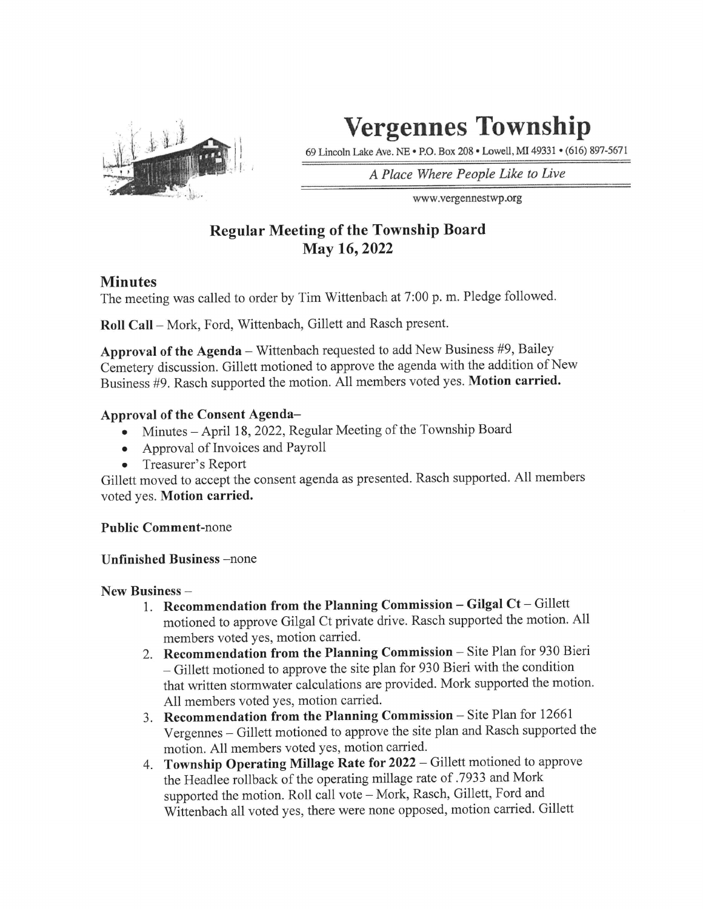# Vergennes Township

69 Lincoln Lake Ave. NE • P.O. Box 208 • Lowell, MI 49331 • (616) 897-5671

*A Place Where People Like to Live*

www.vergennestwp.org

## Regular Meeting of the Township Board
## May 16, 2022

### Minutes

The meeting was called to order by Tim Wittenbach at 7:00 p. m. Pledge followed.

**Roll Call** – Mork, Ford, Wittenbach, Gillett and Rasch present.

**Approval of the Agenda** – Wittenbach requested to add New Business #9, Bailey Cemetery discussion. Gillett motioned to approve the agenda with the addition of New Business #9. Rasch supported the motion. All members voted yes. **Motion carried.**

**Approval of the Consent Agenda–**

- Minutes – April 18, 2022, Regular Meeting of the Township Board
- Approval of Invoices and Payroll
- Treasurer's Report

Gillett moved to accept the consent agenda as presented. Rasch supported. All members voted yes. **Motion carried.**

**Public Comment**-none

**Unfinished Business** –none

**New Business** –

1. **Recommendation from the Planning Commission – Gilgal Ct** – Gillett motioned to approve Gilgal Ct private drive. Rasch supported the motion. All members voted yes, motion carried.
2. **Recommendation from the Planning Commission** – Site Plan for 930 Bieri – Gillett motioned to approve the site plan for 930 Bieri with the condition that written stormwater calculations are provided. Mork supported the motion. All members voted yes, motion carried.
3. **Recommendation from the Planning Commission** – Site Plan for 12661 Vergennes – Gillett motioned to approve the site plan and Rasch supported the motion. All members voted yes, motion carried.
4. **Township Operating Millage Rate for 2022** – Gillett motioned to approve the Headlee rollback of the operating millage rate of .7933 and Mork supported the motion. Roll call vote – Mork, Rasch, Gillett, Ford and Wittenbach all voted yes, there were none opposed, motion carried. Gillett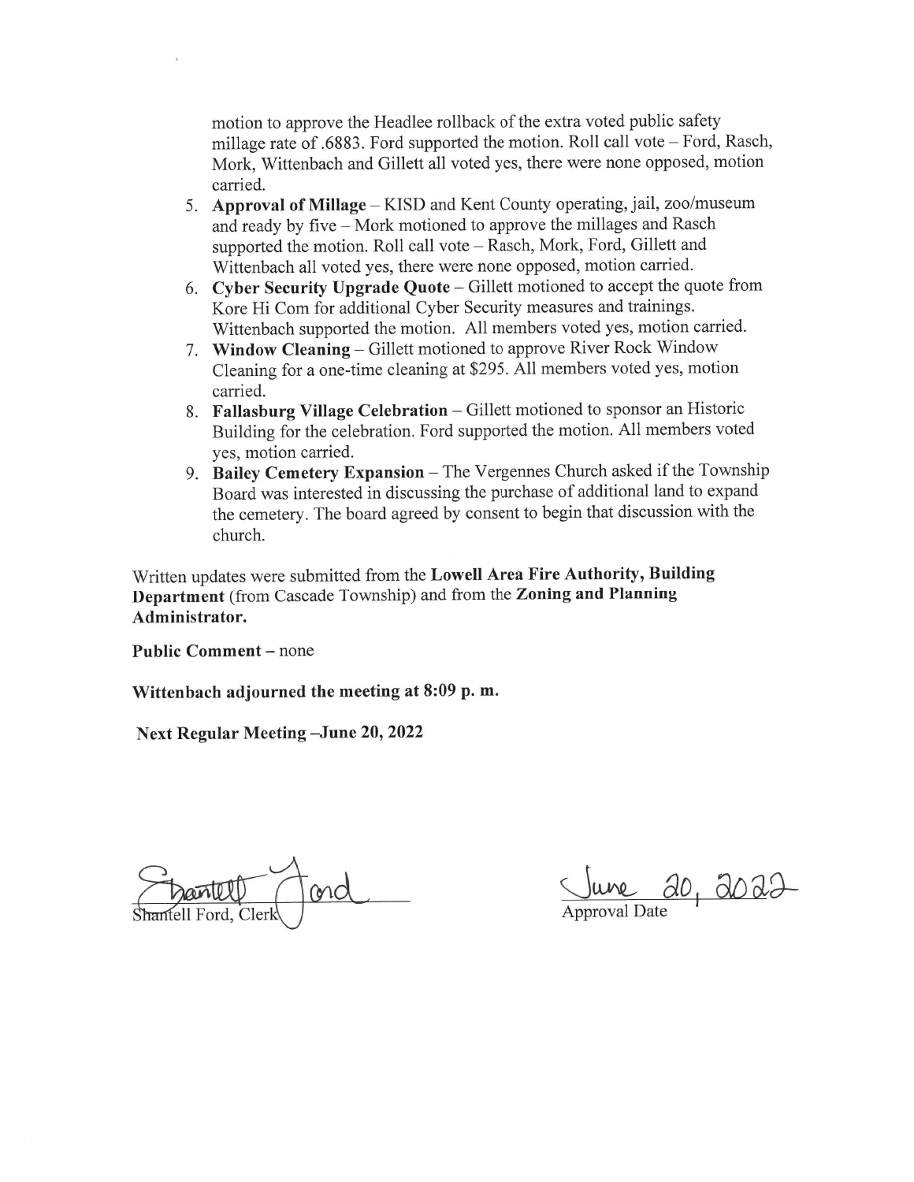motion to approve the Headlee rollback of the extra voted public safety millage rate of .6883. Ford supported the motion. Roll call vote – Ford, Rasch, Mork, Wittenbach and Gillett all voted yes, there were none opposed, motion carried.

5. **Approval of Millage** – KISD and Kent County operating, jail, zoo/museum and ready by five – Mork motioned to approve the millages and Rasch supported the motion. Roll call vote – Rasch, Mork, Ford, Gillett and Wittenbach all voted yes, there were none opposed, motion carried.
6. **Cyber Security Upgrade Quote** – Gillett motioned to accept the quote from Kore Hi Com for additional Cyber Security measures and trainings. Wittenbach supported the motion. All members voted yes, motion carried.
7. **Window Cleaning** – Gillett motioned to approve River Rock Window Cleaning for a one-time cleaning at $295. All members voted yes, motion carried.
8. **Fallasburg Village Celebration** – Gillett motioned to sponsor an Historic Building for the celebration. Ford supported the motion. All members voted yes, motion carried.
9. **Bailey Cemetery Expansion** – The Vergennes Church asked if the Township Board was interested in discussing the purchase of additional land to expand the cemetery. The board agreed by consent to begin that discussion with the church.

Written updates were submitted from the **Lowell Area Fire Authority, Building Department** (from Cascade Township) and from the **Zoning and Planning Administrator.**

**Public Comment** – none

**Wittenbach adjourned the meeting at 8:09 p. m.**

**Next Regular Meeting –June 20, 2022**

Shantell Ford

Shantell Ford, Clerk

June 20, 2022

Approval Date